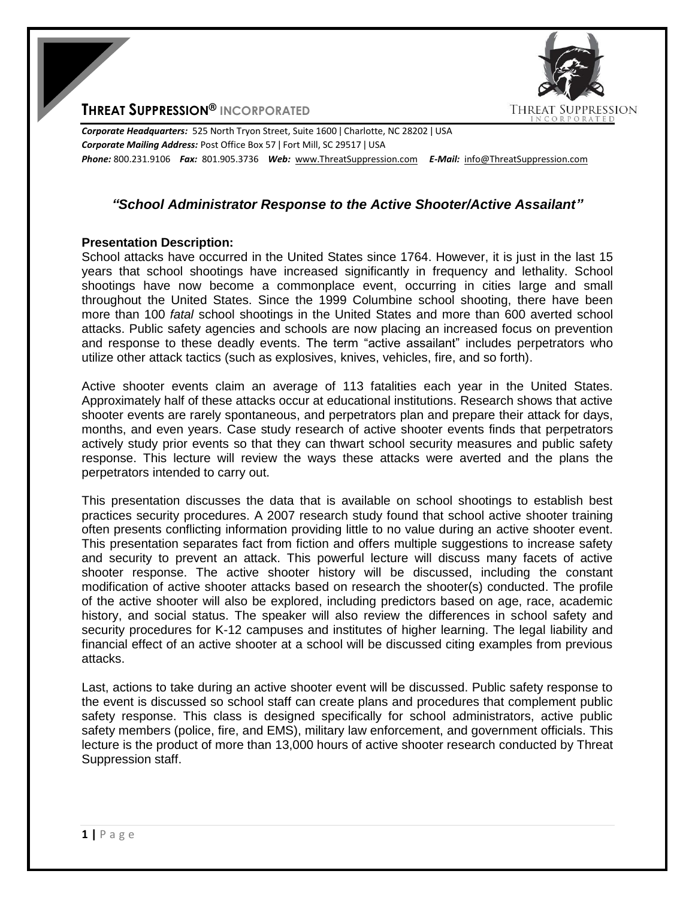# THREAT SUPPRESSION® INCORPORATED

***Corporate Headquarters:*** 525 North Tryon Street, Suite 1600 | Charlotte, NC 28202 | USA
***Corporate Mailing Address:*** Post Office Box 57 | Fort Mill, SC 29517 | USA
***Phone:*** 800.231.9106 ***Fax:*** 801.905.3736 ***Web:*** www.ThreatSuppression.com ***E-Mail:*** info@ThreatSuppression.com

## *"School Administrator Response to the Active Shooter/Active Assailant"*

**Presentation Description:**

School attacks have occurred in the United States since 1764. However, it is just in the last 15 years that school shootings have increased significantly in frequency and lethality. School shootings have now become a commonplace event, occurring in cities large and small throughout the United States. Since the 1999 Columbine school shooting, there have been more than 100 *fatal* school shootings in the United States and more than 600 averted school attacks. Public safety agencies and schools are now placing an increased focus on prevention and response to these deadly events. The term "active assailant" includes perpetrators who utilize other attack tactics (such as explosives, knives, vehicles, fire, and so forth).

Active shooter events claim an average of 113 fatalities each year in the United States. Approximately half of these attacks occur at educational institutions. Research shows that active shooter events are rarely spontaneous, and perpetrators plan and prepare their attack for days, months, and even years. Case study research of active shooter events finds that perpetrators actively study prior events so that they can thwart school security measures and public safety response. This lecture will review the ways these attacks were averted and the plans the perpetrators intended to carry out.

This presentation discusses the data that is available on school shootings to establish best practices security procedures. A 2007 research study found that school active shooter training often presents conflicting information providing little to no value during an active shooter event. This presentation separates fact from fiction and offers multiple suggestions to increase safety and security to prevent an attack. This powerful lecture will discuss many facets of active shooter response. The active shooter history will be discussed, including the constant modification of active shooter attacks based on research the shooter(s) conducted. The profile of the active shooter will also be explored, including predictors based on age, race, academic history, and social status. The speaker will also review the differences in school safety and security procedures for K-12 campuses and institutes of higher learning. The legal liability and financial effect of an active shooter at a school will be discussed citing examples from previous attacks.

Last, actions to take during an active shooter event will be discussed. Public safety response to the event is discussed so school staff can create plans and procedures that complement public safety response. This class is designed specifically for school administrators, active public safety members (police, fire, and EMS), military law enforcement, and government officials. This lecture is the product of more than 13,000 hours of active shooter research conducted by Threat Suppression staff.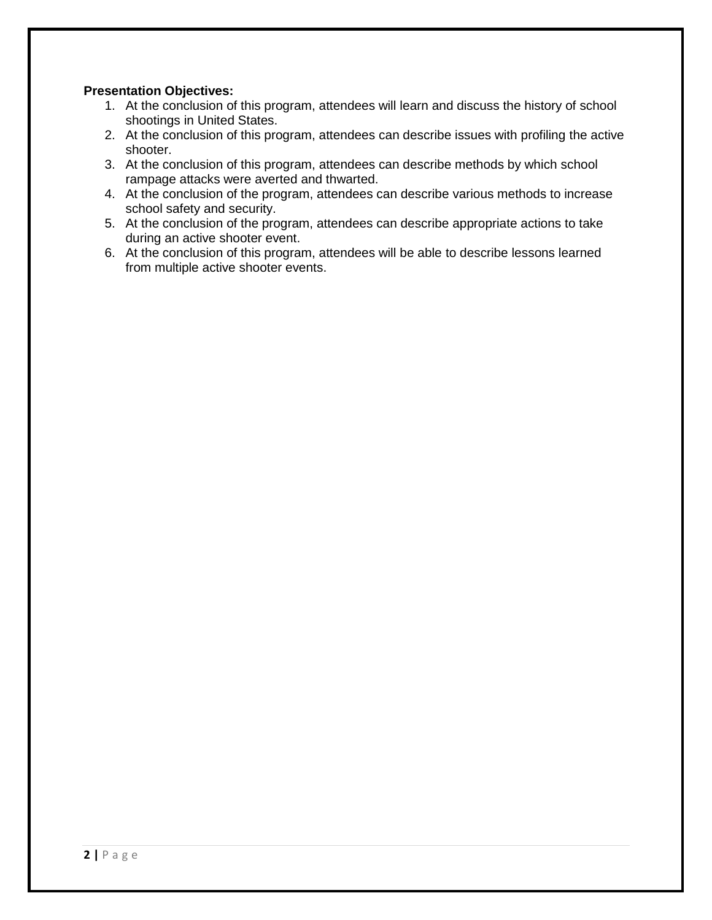**Presentation Objectives:**

1. At the conclusion of this program, attendees will learn and discuss the history of school shootings in United States.
2. At the conclusion of this program, attendees can describe issues with profiling the active shooter.
3. At the conclusion of this program, attendees can describe methods by which school rampage attacks were averted and thwarted.
4. At the conclusion of the program, attendees can describe various methods to increase school safety and security.
5. At the conclusion of the program, attendees can describe appropriate actions to take during an active shooter event.
6. At the conclusion of this program, attendees will be able to describe lessons learned from multiple active shooter events.